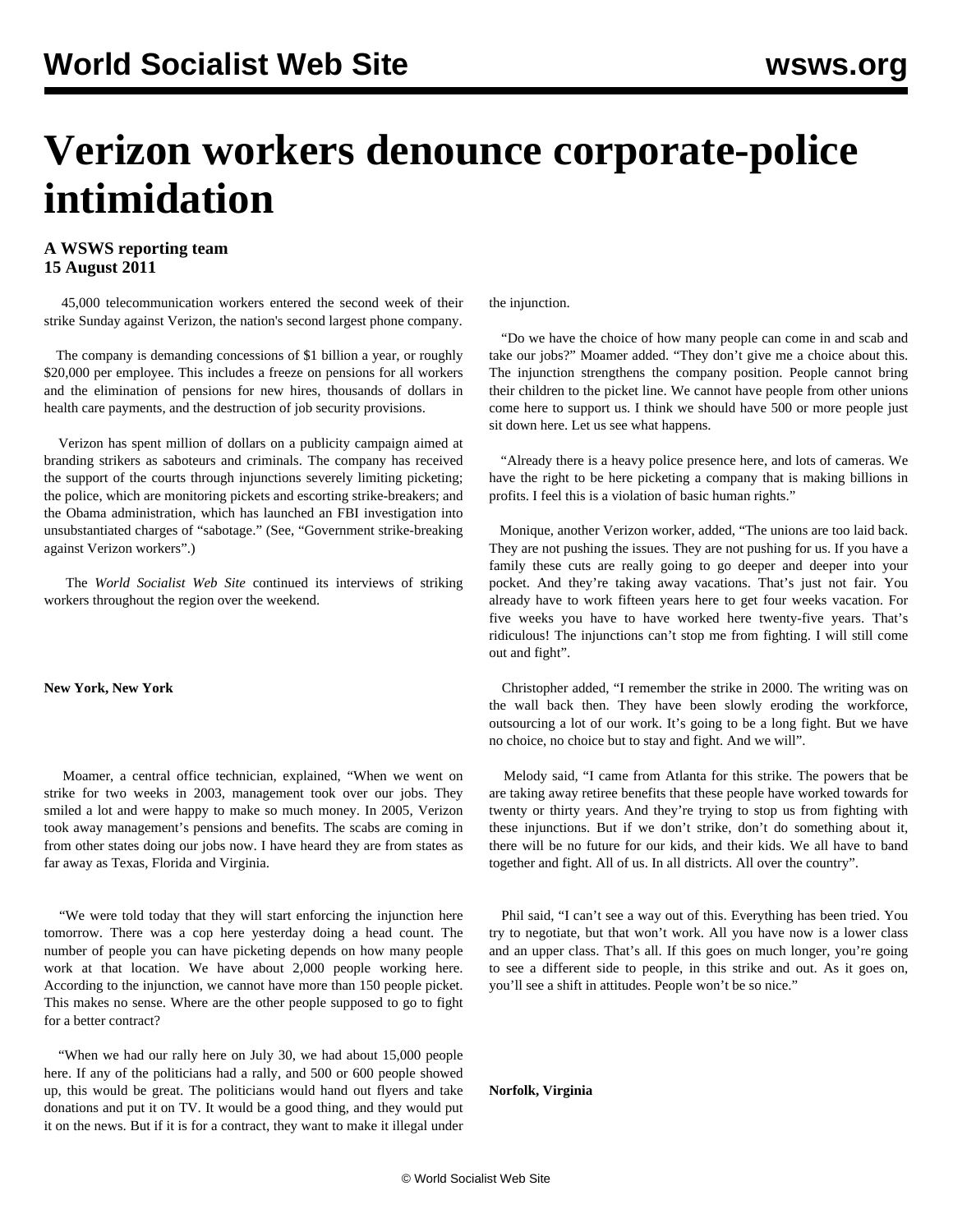# Verizon workers denounce corporate-police intimidation

**A WSWS reporting team**
**15 August 2011**

45,000 telecommunication workers entered the second week of their strike Sunday against Verizon, the nation's second largest phone company.

The company is demanding concessions of $1 billion a year, or roughly $20,000 per employee. This includes a freeze on pensions for all workers and the elimination of pensions for new hires, thousands of dollars in health care payments, and the destruction of job security provisions.

Verizon has spent million of dollars on a publicity campaign aimed at branding strikers as saboteurs and criminals. The company has received the support of the courts through injunctions severely limiting picketing; the police, which are monitoring pickets and escorting strike-breakers; and the Obama administration, which has launched an FBI investigation into unsubstantiated charges of "sabotage." (See, "Government strike-breaking against Verizon workers".)

The *World Socialist Web Site* continued its interviews of striking workers throughout the region over the weekend.

**New York, New York**

Moamer, a central office technician, explained, "When we went on strike for two weeks in 2003, management took over our jobs. They smiled a lot and were happy to make so much money. In 2005, Verizon took away management's pensions and benefits. The scabs are coming in from other states doing our jobs now. I have heard they are from states as far away as Texas, Florida and Virginia.

"We were told today that they will start enforcing the injunction here tomorrow. There was a cop here yesterday doing a head count. The number of people you can have picketing depends on how many people work at that location. We have about 2,000 people working here. According to the injunction, we cannot have more than 150 people picket. This makes no sense. Where are the other people supposed to go to fight for a better contract?

"When we had our rally here on July 30, we had about 15,000 people here. If any of the politicians had a rally, and 500 or 600 people showed up, this would be great. The politicians would hand out flyers and take donations and put it on TV. It would be a good thing, and they would put it on the news. But if it is for a contract, they want to make it illegal under the injunction.

"Do we have the choice of how many people can come in and scab and take our jobs?" Moamer added. "They don't give me a choice about this. The injunction strengthens the company position. People cannot bring their children to the picket line. We cannot have people from other unions come here to support us. I think we should have 500 or more people just sit down here. Let us see what happens.

"Already there is a heavy police presence here, and lots of cameras. We have the right to be here picketing a company that is making billions in profits. I feel this is a violation of basic human rights."

Monique, another Verizon worker, added, "The unions are too laid back. They are not pushing the issues. They are not pushing for us. If you have a family these cuts are really going to go deeper and deeper into your pocket. And they're taking away vacations. That's just not fair. You already have to work fifteen years here to get four weeks vacation. For five weeks you have to have worked here twenty-five years. That's ridiculous! The injunctions can't stop me from fighting. I will still come out and fight".

Christopher added, "I remember the strike in 2000. The writing was on the wall back then. They have been slowly eroding the workforce, outsourcing a lot of our work. It's going to be a long fight. But we have no choice, no choice but to stay and fight. And we will".

Melody said, "I came from Atlanta for this strike. The powers that be are taking away retiree benefits that these people have worked towards for twenty or thirty years. And they're trying to stop us from fighting with these injunctions. But if we don't strike, don't do something about it, there will be no future for our kids, and their kids. We all have to band together and fight. All of us. In all districts. All over the country".

Phil said, "I can't see a way out of this. Everything has been tried. You try to negotiate, but that won't work. All you have now is a lower class and an upper class. That's all. If this goes on much longer, you're going to see a different side to people, in this strike and out. As it goes on, you'll see a shift in attitudes. People won't be so nice."

**Norfolk, Virginia**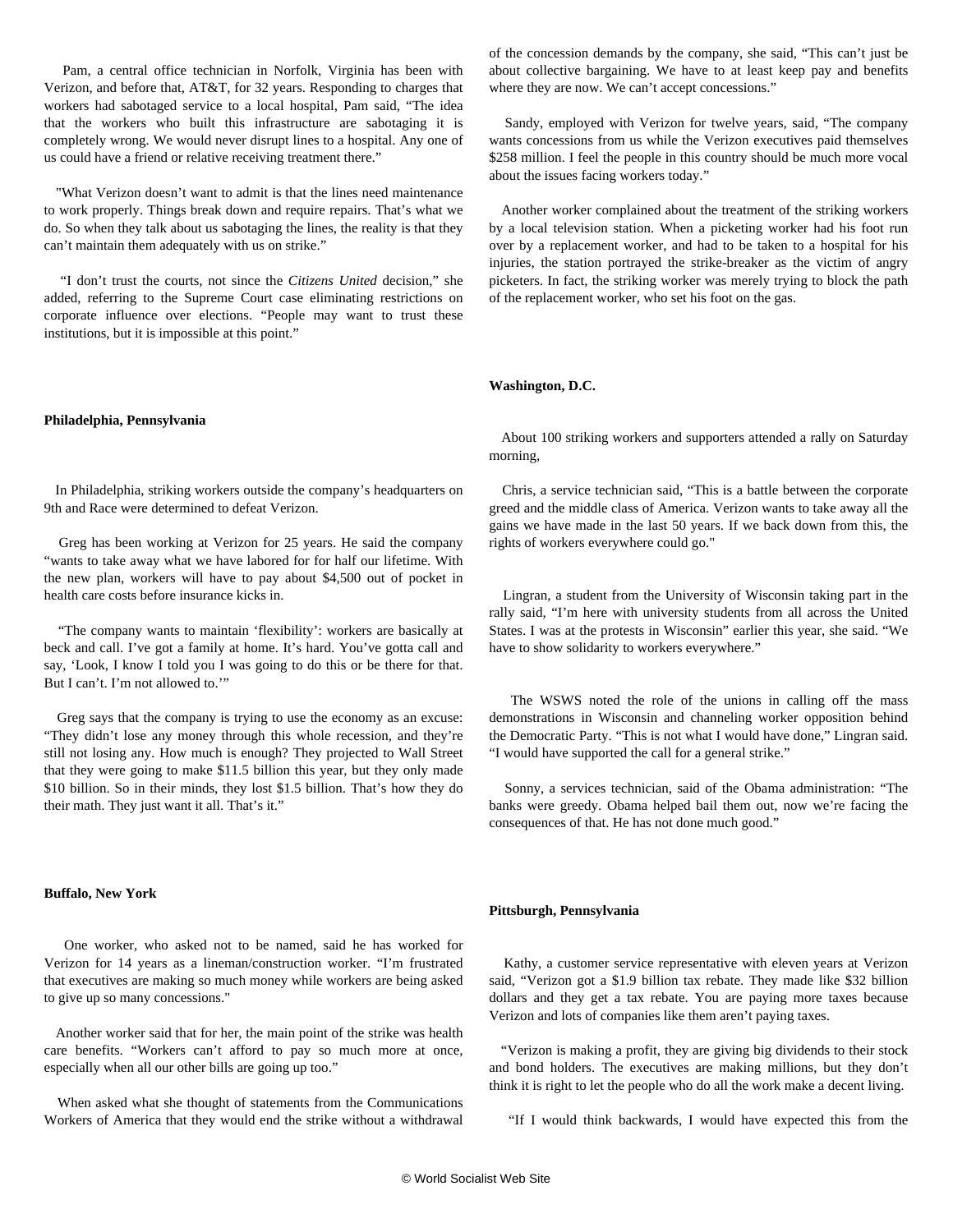Pam, a central office technician in Norfolk, Virginia has been with Verizon, and before that, AT&T, for 32 years. Responding to charges that workers had sabotaged service to a local hospital, Pam said, "The idea that the workers who built this infrastructure are sabotaging it is completely wrong. We would never disrupt lines to a hospital. Any one of us could have a friend or relative receiving treatment there."

"What Verizon doesn't want to admit is that the lines need maintenance to work properly. Things break down and require repairs. That's what we do. So when they talk about us sabotaging the lines, the reality is that they can't maintain them adequately with us on strike."

"I don't trust the courts, not since the *Citizens United* decision," she added, referring to the Supreme Court case eliminating restrictions on corporate influence over elections. "People may want to trust these institutions, but it is impossible at this point."

**Philadelphia, Pennsylvania**

In Philadelphia, striking workers outside the company's headquarters on 9th and Race were determined to defeat Verizon.

Greg has been working at Verizon for 25 years. He said the company "wants to take away what we have labored for for half our lifetime. With the new plan, workers will have to pay about $4,500 out of pocket in health care costs before insurance kicks in.

"The company wants to maintain 'flexibility': workers are basically at beck and call. I've got a family at home. It's hard. You've gotta call and say, 'Look, I know I told you I was going to do this or be there for that. But I can't. I'm not allowed to.'"

Greg says that the company is trying to use the economy as an excuse: "They didn't lose any money through this whole recession, and they're still not losing any. How much is enough? They projected to Wall Street that they were going to make $11.5 billion this year, but they only made $10 billion. So in their minds, they lost $1.5 billion. That's how they do their math. They just want it all. That's it."

**Buffalo, New York**

One worker, who asked not to be named, said he has worked for Verizon for 14 years as a lineman/construction worker. "I'm frustrated that executives are making so much money while workers are being asked to give up so many concessions."

Another worker said that for her, the main point of the strike was health care benefits. "Workers can't afford to pay so much more at once, especially when all our other bills are going up too."

When asked what she thought of statements from the Communications Workers of America that they would end the strike without a withdrawal of the concession demands by the company, she said, "This can't just be about collective bargaining. We have to at least keep pay and benefits where they are now. We can't accept concessions."

Sandy, employed with Verizon for twelve years, said, "The company wants concessions from us while the Verizon executives paid themselves $258 million. I feel the people in this country should be much more vocal about the issues facing workers today."

Another worker complained about the treatment of the striking workers by a local television station. When a picketing worker had his foot run over by a replacement worker, and had to be taken to a hospital for his injuries, the station portrayed the strike-breaker as the victim of angry picketers. In fact, the striking worker was merely trying to block the path of the replacement worker, who set his foot on the gas.

**Washington, D.C.**

About 100 striking workers and supporters attended a rally on Saturday morning,

Chris, a service technician said, "This is a battle between the corporate greed and the middle class of America. Verizon wants to take away all the gains we have made in the last 50 years. If we back down from this, the rights of workers everywhere could go."

Lingran, a student from the University of Wisconsin taking part in the rally said, "I'm here with university students from all across the United States. I was at the protests in Wisconsin" earlier this year, she said. "We have to show solidarity to workers everywhere."

The WSWS noted the role of the unions in calling off the mass demonstrations in Wisconsin and channeling worker opposition behind the Democratic Party. "This is not what I would have done," Lingran said. "I would have supported the call for a general strike."

Sonny, a services technician, said of the Obama administration: "The banks were greedy. Obama helped bail them out, now we're facing the consequences of that. He has not done much good."

**Pittsburgh, Pennsylvania**

Kathy, a customer service representative with eleven years at Verizon said, "Verizon got a $1.9 billion tax rebate. They made like $32 billion dollars and they get a tax rebate. You are paying more taxes because Verizon and lots of companies like them aren't paying taxes.

"Verizon is making a profit, they are giving big dividends to their stock and bond holders. The executives are making millions, but they don't think it is right to let the people who do all the work make a decent living.

"If I would think backwards, I would have expected this from the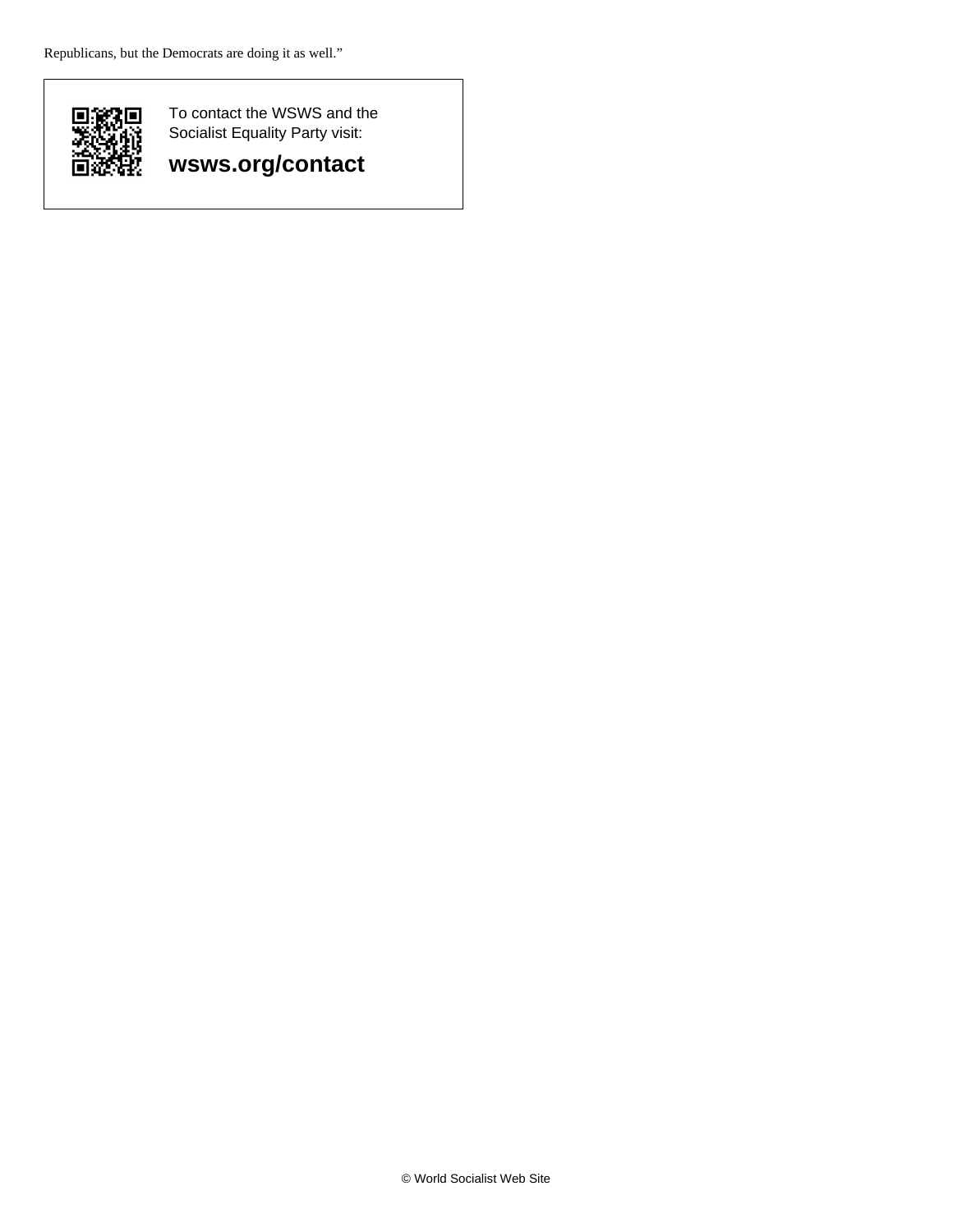Republicans, but the Democrats are doing it as well."

To contact the WSWS and the Socialist Equality Party visit:

**wsws.org/contact**

© World Socialist Web Site